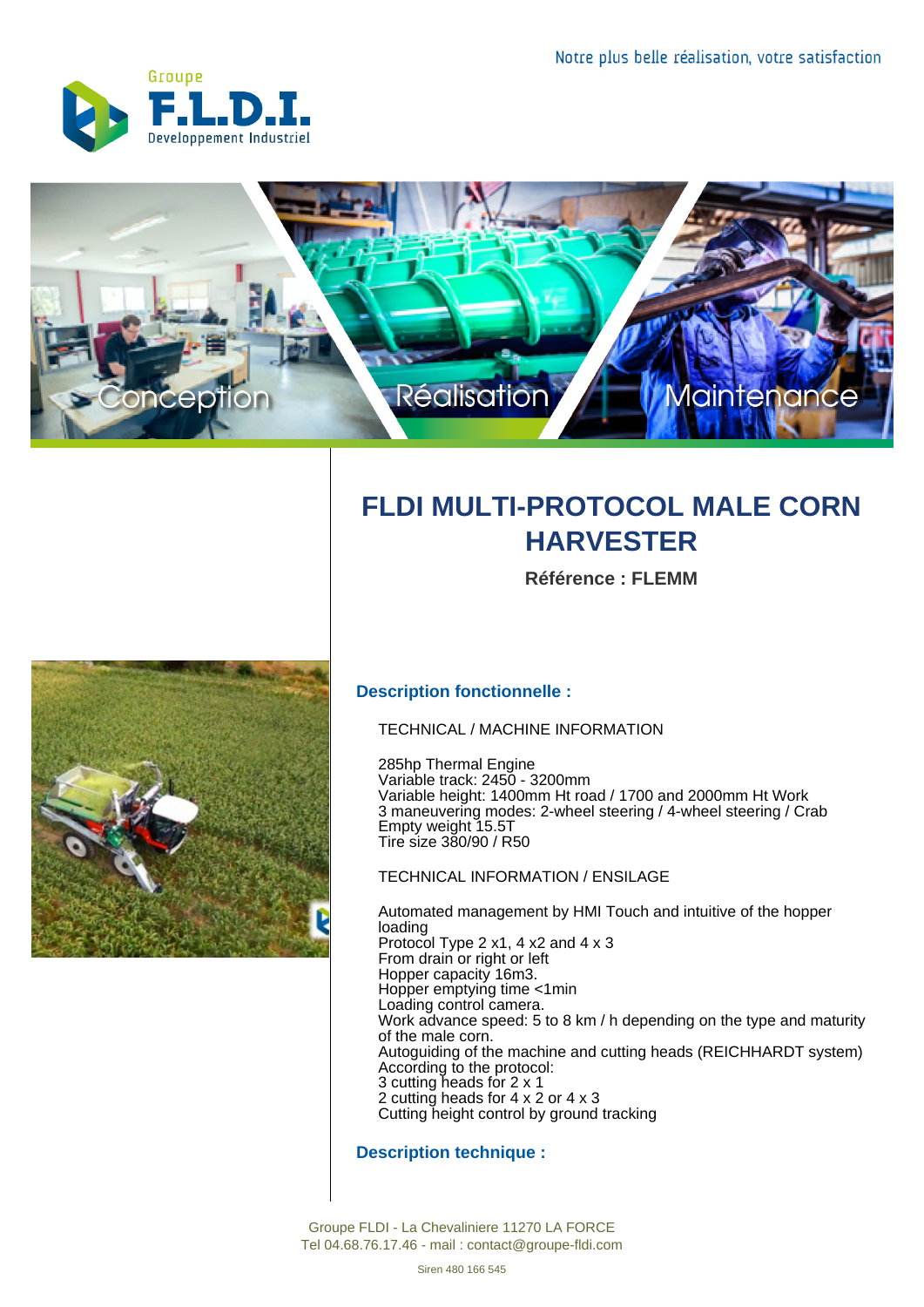Notre plus belle réalisation, votre satisfaction

Groupe F.L.D.I. Developpement Industriel

Conception Réalisation Maintenance

# FLDI MULTI-PROTOCOL MALE CORN HARVESTER

**Référence : FLEMM**

## Description fonctionnelle :

TECHNICAL / MACHINE INFORMATION

285hp Thermal Engine
Variable track: 2450 - 3200mm
Variable height: 1400mm Ht road / 1700 and 2000mm Ht Work
3 maneuvering modes: 2-wheel steering / 4-wheel steering / Crab
Empty weight 15.5T
Tire size 380/90 / R50

TECHNICAL INFORMATION / ENSILAGE

Automated management by HMI Touch and intuitive of the hopper loading
Protocol Type 2 x1, 4 x2 and 4 x 3
From drain or right or left
Hopper capacity 16m3.
Hopper emptying time <1min
Loading control camera.
Work advance speed: 5 to 8 km / h depending on the type and maturity of the male corn.
Autoguiding of the machine and cutting heads (REICHHARDT system)
According to the protocol:
3 cutting heads for 2 x 1
2 cutting heads for 4 x 2 or 4 x 3
Cutting height control by ground tracking

## Description technique :

Groupe FLDI - La Chevaliniere 11270 LA FORCE
Tel 04.68.76.17.46 - mail : contact@groupe-fldi.com

Siren 480 166 545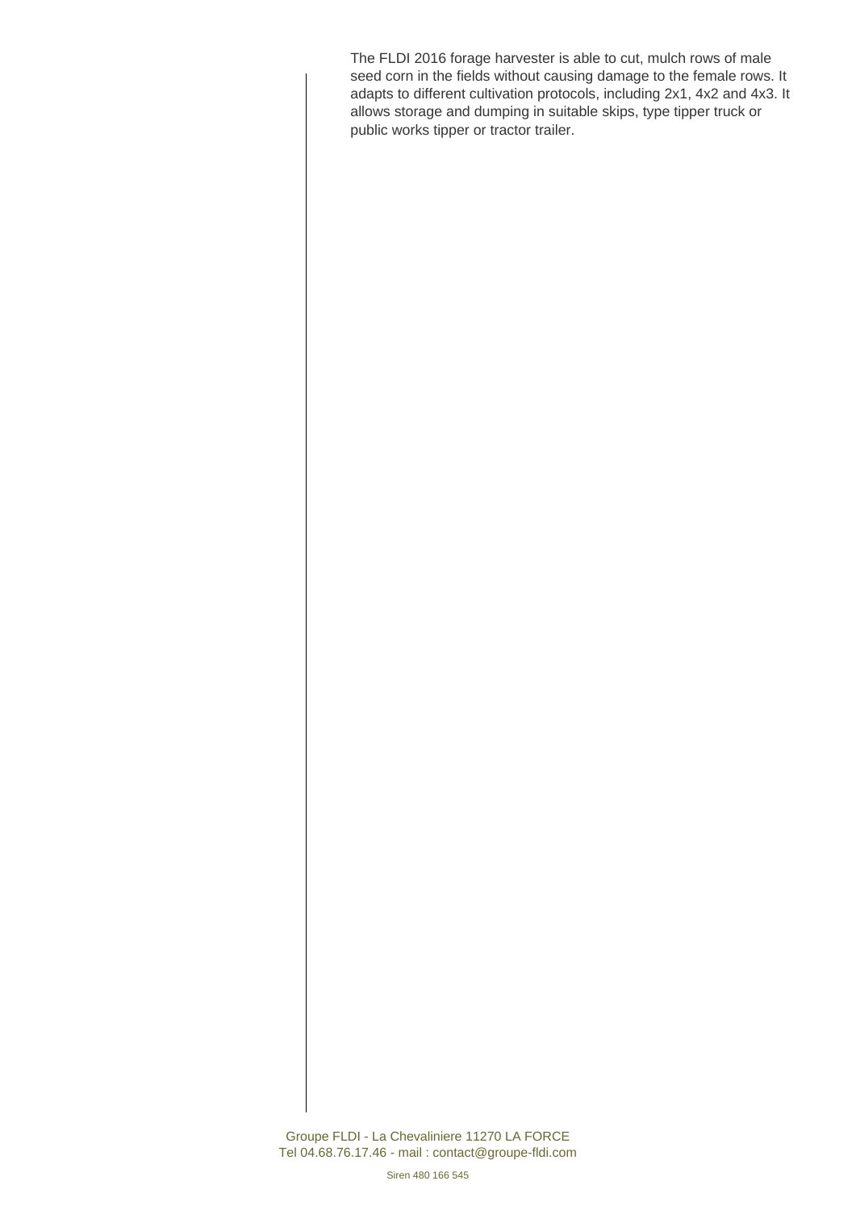The FLDI 2016 forage harvester is able to cut, mulch rows of male seed corn in the fields without causing damage to the female rows. It adapts to different cultivation protocols, including 2x1, 4x2 and 4x3. It allows storage and dumping in suitable skips, type tipper truck or public works tipper or tractor trailer.